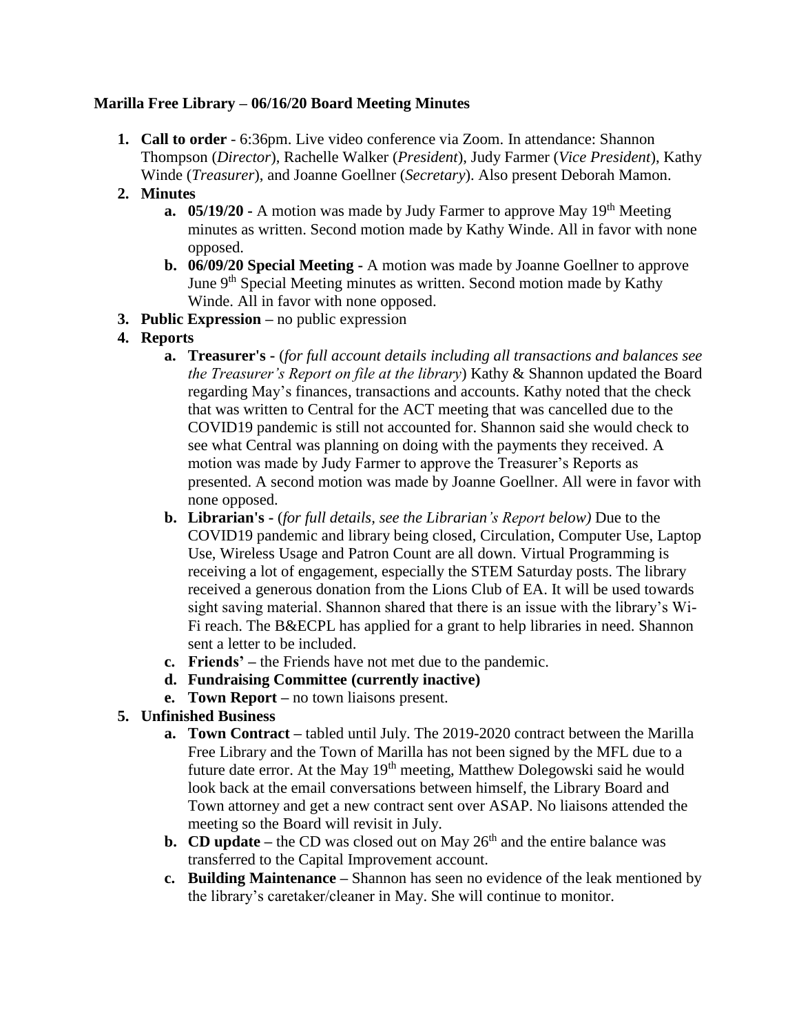**Marilla Free Library – 06/16/20 Board Meeting Minutes**

1. **Call to order** - 6:36pm. Live video conference via Zoom. In attendance: Shannon Thompson (*Director*), Rachelle Walker (*President*), Judy Farmer (*Vice President*), Kathy Winde (*Treasurer*), and Joanne Goellner (*Secretary*). Also present Deborah Mamon.
2. **Minutes**
    a. **05/19/20 -** A motion was made by Judy Farmer to approve May 19th Meeting minutes as written. Second motion made by Kathy Winde. All in favor with none opposed.
    b. **06/09/20 Special Meeting -** A motion was made by Joanne Goellner to approve June 9th Special Meeting minutes as written. Second motion made by Kathy Winde. All in favor with none opposed.
3. **Public Expression –** no public expression
4. **Reports**
    a. **Treasurer's -** (*for full account details including all transactions and balances see the Treasurer's Report on file at the library*) Kathy & Shannon updated the Board regarding May's finances, transactions and accounts. Kathy noted that the check that was written to Central for the ACT meeting that was cancelled due to the COVID19 pandemic is still not accounted for. Shannon said she would check to see what Central was planning on doing with the payments they received. A motion was made by Judy Farmer to approve the Treasurer's Reports as presented. A second motion was made by Joanne Goellner. All were in favor with none opposed.
    b. **Librarian's -** (*for full details, see the Librarian's Report below)* Due to the COVID19 pandemic and library being closed, Circulation, Computer Use, Laptop Use, Wireless Usage and Patron Count are all down. Virtual Programming is receiving a lot of engagement, especially the STEM Saturday posts. The library received a generous donation from the Lions Club of EA. It will be used towards sight saving material. Shannon shared that there is an issue with the library's Wi-Fi reach. The B&ECPL has applied for a grant to help libraries in need. Shannon sent a letter to be included.
    c. **Friends' –** the Friends have not met due to the pandemic.
    d. **Fundraising Committee (currently inactive)**
    e. **Town Report –** no town liaisons present.
5. **Unfinished Business**
    a. **Town Contract –** tabled until July. The 2019-2020 contract between the Marilla Free Library and the Town of Marilla has not been signed by the MFL due to a future date error. At the May 19th meeting, Matthew Dolegowski said he would look back at the email conversations between himself, the Library Board and Town attorney and get a new contract sent over ASAP. No liaisons attended the meeting so the Board will revisit in July.
    b. **CD update –** the CD was closed out on May 26th and the entire balance was transferred to the Capital Improvement account.
    c. **Building Maintenance –** Shannon has seen no evidence of the leak mentioned by the library's caretaker/cleaner in May. She will continue to monitor.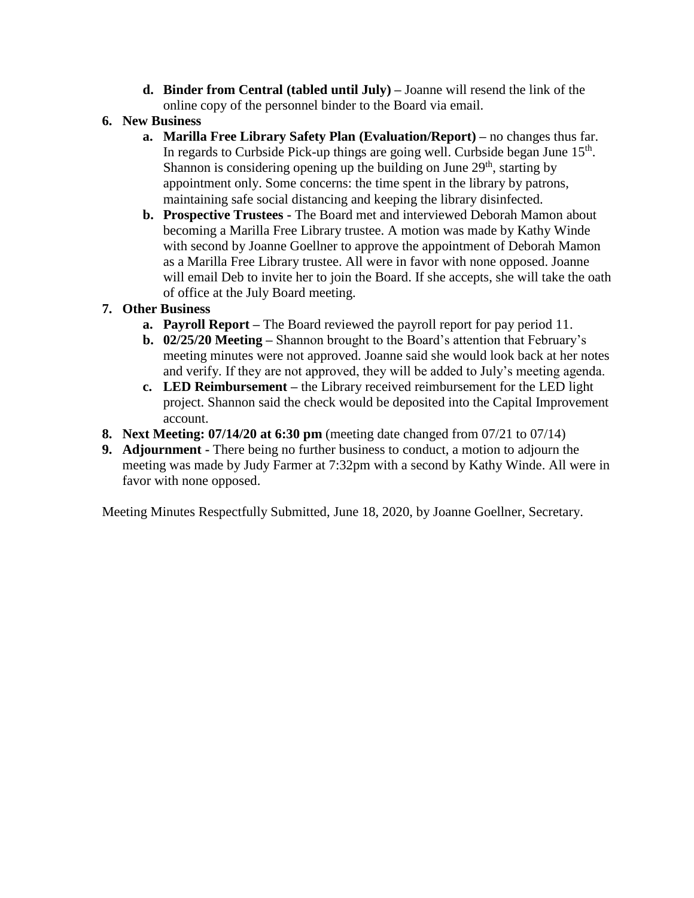d. **Binder from Central (tabled until July) –** Joanne will resend the link of the online copy of the personnel binder to the Board via email.

6. **New Business**
   a. **Marilla Free Library Safety Plan (Evaluation/Report) –** no changes thus far. In regards to Curbside Pick-up things are going well. Curbside began June 15th. Shannon is considering opening up the building on June 29th, starting by appointment only. Some concerns: the time spent in the library by patrons, maintaining safe social distancing and keeping the library disinfected.
   b. **Prospective Trustees -** The Board met and interviewed Deborah Mamon about becoming a Marilla Free Library trustee. A motion was made by Kathy Winde with second by Joanne Goellner to approve the appointment of Deborah Mamon as a Marilla Free Library trustee. All were in favor with none opposed. Joanne will email Deb to invite her to join the Board. If she accepts, she will take the oath of office at the July Board meeting.
7. **Other Business**
   a. **Payroll Report –** The Board reviewed the payroll report for pay period 11.
   b. **02/25/20 Meeting –** Shannon brought to the Board's attention that February's meeting minutes were not approved. Joanne said she would look back at her notes and verify. If they are not approved, they will be added to July's meeting agenda.
   c. **LED Reimbursement –** the Library received reimbursement for the LED light project. Shannon said the check would be deposited into the Capital Improvement account.
8. **Next Meeting: 07/14/20 at 6:30 pm** (meeting date changed from 07/21 to 07/14)
9. **Adjournment -** There being no further business to conduct, a motion to adjourn the meeting was made by Judy Farmer at 7:32pm with a second by Kathy Winde. All were in favor with none opposed.

Meeting Minutes Respectfully Submitted, June 18, 2020, by Joanne Goellner, Secretary.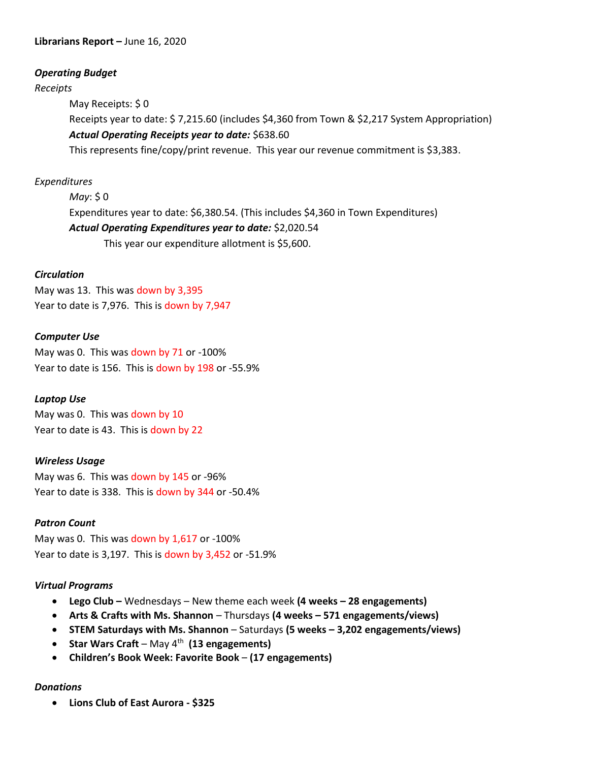**Librarians Report –** June 16, 2020

***Operating Budget***

*Receipts*

May Receipts: $ 0

Receipts year to date: $ 7,215.60 (includes $4,360 from Town & $2,217 System Appropriation)

***Actual Operating Receipts year to date:*** $638.60

This represents fine/copy/print revenue. This year our revenue commitment is $3,383.

*Expenditures*

*May*: $ 0

Expenditures year to date: $6,380.54. (This includes $4,360 in Town Expenditures)

***Actual Operating Expenditures year to date:*** $2,020.54

This year our expenditure allotment is $5,600.

***Circulation***

May was 13. This was down by 3,395

Year to date is 7,976. This is down by 7,947

***Computer Use***

May was 0. This was down by 71 or -100%

Year to date is 156. This is down by 198 or -55.9%

***Laptop Use***

May was 0. This was down by 10

Year to date is 43. This is down by 22

***Wireless Usage***

May was 6. This was down by 145 or -96%

Year to date is 338. This is down by 344 or -50.4%

***Patron Count***

May was 0. This was down by 1,617 or -100%

Year to date is 3,197. This is down by 3,452 or -51.9%

***Virtual Programs***

- **Lego Club –** Wednesdays – New theme each week **(4 weeks – 28 engagements)**
- **Arts & Crafts with Ms. Shannon** – Thursdays **(4 weeks – 571 engagements/views)**
- **STEM Saturdays with Ms. Shannon** – Saturdays **(5 weeks – 3,202 engagements/views)**
- **Star Wars Craft** – May 4th **(13 engagements)**
- **Children's Book Week: Favorite Book – (17 engagements)**

***Donations***

- **Lions Club of East Aurora - $325**